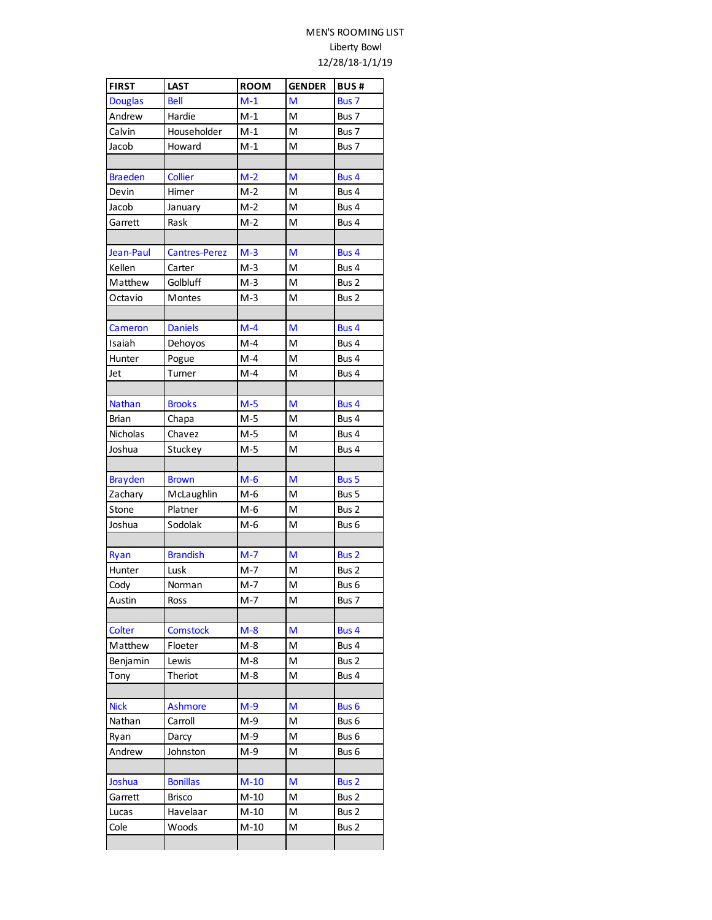MEN'S ROOMING LIST

Liberty Bowl

12/28/18-1/1/19

| FIRST | LAST | ROOM | GENDER | BUS # |
|---|---|---|---|---|
| Douglas | Bell | M-1 | M | Bus 7 |
| Andrew | Hardie | M-1 | M | Bus 7 |
| Calvin | Householder | M-1 | M | Bus 7 |
| Jacob | Howard | M-1 | M | Bus 7 |
| | | | | |
| Braeden | Collier | M-2 | M | Bus 4 |
| Devin | Hirner | M-2 | M | Bus 4 |
| Jacob | January | M-2 | M | Bus 4 |
| Garrett | Rask | M-2 | M | Bus 4 |
| | | | | |
| Jean-Paul | Cantres-Perez | M-3 | M | Bus 4 |
| Kellen | Carter | M-3 | M | Bus 4 |
| Matthew | Golbluff | M-3 | M | Bus 2 |
| Octavio | Montes | M-3 | M | Bus 2 |
| | | | | |
| Cameron | Daniels | M-4 | M | Bus 4 |
| Isaiah | Dehoyos | M-4 | M | Bus 4 |
| Hunter | Pogue | M-4 | M | Bus 4 |
| Jet | Turner | M-4 | M | Bus 4 |
| | | | | |
| Nathan | Brooks | M-5 | M | Bus 4 |
| Brian | Chapa | M-5 | M | Bus 4 |
| Nicholas | Chavez | M-5 | M | Bus 4 |
| Joshua | Stuckey | M-5 | M | Bus 4 |
| | | | | |
| Brayden | Brown | M-6 | M | Bus 5 |
| Zachary | McLaughlin | M-6 | M | Bus 5 |
| Stone | Platner | M-6 | M | Bus 2 |
| Joshua | Sodolak | M-6 | M | Bus 6 |
| | | | | |
| Ryan | Brandish | M-7 | M | Bus 2 |
| Hunter | Lusk | M-7 | M | Bus 2 |
| Cody | Norman | M-7 | M | Bus 6 |
| Austin | Ross | M-7 | M | Bus 7 |
| | | | | |
| Colter | Comstock | M-8 | M | Bus 4 |
| Matthew | Floeter | M-8 | M | Bus 4 |
| Benjamin | Lewis | M-8 | M | Bus 2 |
| Tony | Theriot | M-8 | M | Bus 4 |
| | | | | |
| Nick | Ashmore | M-9 | M | Bus 6 |
| Nathan | Carroll | M-9 | M | Bus 6 |
| Ryan | Darcy | M-9 | M | Bus 6 |
| Andrew | Johnston | M-9 | M | Bus 6 |
| | | | | |
| Joshua | Bonillas | M-10 | M | Bus 2 |
| Garrett | Brisco | M-10 | M | Bus 2 |
| Lucas | Havelaar | M-10 | M | Bus 2 |
| Cole | Woods | M-10 | M | Bus 2 |
| | | | | |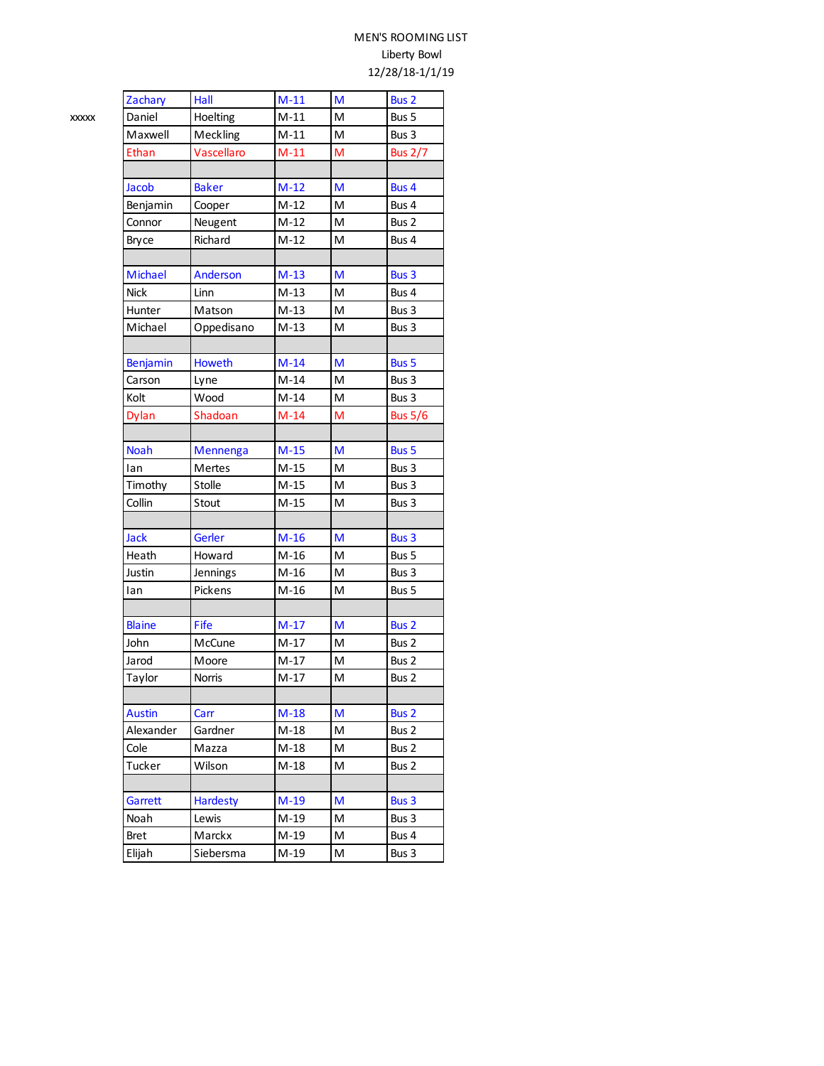MEN'S ROOMING LIST

Liberty Bowl

12/28/18-1/1/19

| | First | Last | Room | Gender | Bus |
|---|---|---|---|---|---|
| | Zachary | Hall | M-11 | M | Bus 2 |
| xxxxx | Daniel | Hoelting | M-11 | M | Bus 5 |
| | Maxwell | Meckling | M-11 | M | Bus 3 |
| | Ethan | Vascellaro | M-11 | M | Bus 2/7 |
| | | | | | |
| | Jacob | Baker | M-12 | M | Bus 4 |
| | Benjamin | Cooper | M-12 | M | Bus 4 |
| | Connor | Neugent | M-12 | M | Bus 2 |
| | Bryce | Richard | M-12 | M | Bus 4 |
| | | | | | |
| | Michael | Anderson | M-13 | M | Bus 3 |
| | Nick | Linn | M-13 | M | Bus 4 |
| | Hunter | Matson | M-13 | M | Bus 3 |
| | Michael | Oppedisano | M-13 | M | Bus 3 |
| | | | | | |
| | Benjamin | Howeth | M-14 | M | Bus 5 |
| | Carson | Lyne | M-14 | M | Bus 3 |
| | Kolt | Wood | M-14 | M | Bus 3 |
| | Dylan | Shadoan | M-14 | M | Bus 5/6 |
| | | | | | |
| | Noah | Mennenga | M-15 | M | Bus 5 |
| | Ian | Mertes | M-15 | M | Bus 3 |
| | Timothy | Stolle | M-15 | M | Bus 3 |
| | Collin | Stout | M-15 | M | Bus 3 |
| | | | | | |
| | Jack | Gerler | M-16 | M | Bus 3 |
| | Heath | Howard | M-16 | M | Bus 5 |
| | Justin | Jennings | M-16 | M | Bus 3 |
| | Ian | Pickens | M-16 | M | Bus 5 |
| | | | | | |
| | Blaine | Fife | M-17 | M | Bus 2 |
| | John | McCune | M-17 | M | Bus 2 |
| | Jarod | Moore | M-17 | M | Bus 2 |
| | Taylor | Norris | M-17 | M | Bus 2 |
| | | | | | |
| | Austin | Carr | M-18 | M | Bus 2 |
| | Alexander | Gardner | M-18 | M | Bus 2 |
| | Cole | Mazza | M-18 | M | Bus 2 |
| | Tucker | Wilson | M-18 | M | Bus 2 |
| | | | | | |
| | Garrett | Hardesty | M-19 | M | Bus 3 |
| | Noah | Lewis | M-19 | M | Bus 3 |
| | Bret | Marckx | M-19 | M | Bus 4 |
| | Elijah | Siebersma | M-19 | M | Bus 3 |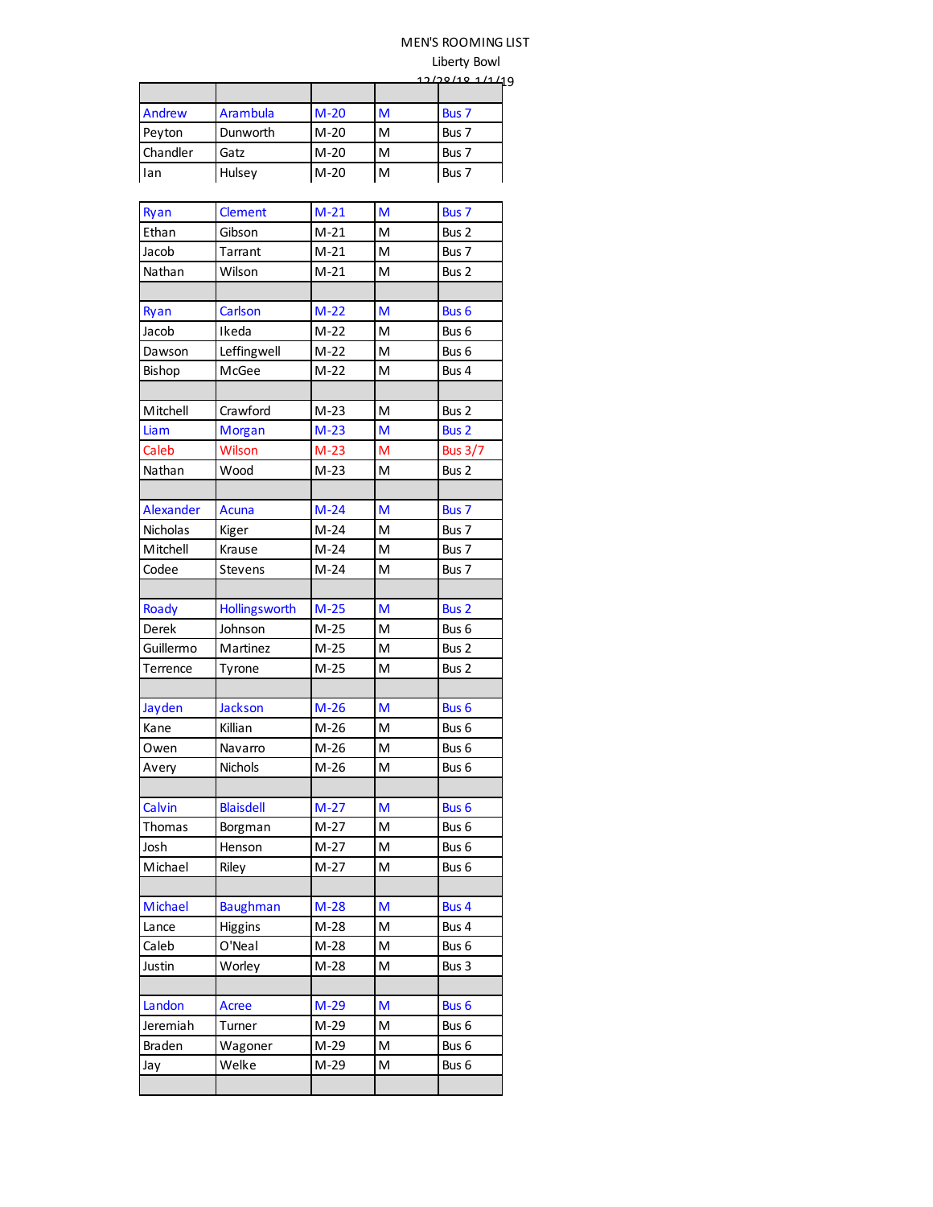MEN'S ROOMING LIST

Liberty Bowl

12/28/18-1/1/19

| | | | | |
|---|---|---|---|---|
| Andrew | Arambula | M-20 | M | Bus 7 |
| Peyton | Dunworth | M-20 | M | Bus 7 |
| Chandler | Gatz | M-20 | M | Bus 7 |
| Ian | Hulsey | M-20 | M | Bus 7 |
| | | | | |
| Ryan | Clement | M-21 | M | Bus 7 |
| Ethan | Gibson | M-21 | M | Bus 2 |
| Jacob | Tarrant | M-21 | M | Bus 7 |
| Nathan | Wilson | M-21 | M | Bus 2 |
| | | | | |
| Ryan | Carlson | M-22 | M | Bus 6 |
| Jacob | Ikeda | M-22 | M | Bus 6 |
| Dawson | Leffingwell | M-22 | M | Bus 6 |
| Bishop | McGee | M-22 | M | Bus 4 |
| | | | | |
| Mitchell | Crawford | M-23 | M | Bus 2 |
| Liam | Morgan | M-23 | M | Bus 2 |
| Caleb | Wilson | M-23 | M | Bus 3/7 |
| Nathan | Wood | M-23 | M | Bus 2 |
| | | | | |
| Alexander | Acuna | M-24 | M | Bus 7 |
| Nicholas | Kiger | M-24 | M | Bus 7 |
| Mitchell | Krause | M-24 | M | Bus 7 |
| Codee | Stevens | M-24 | M | Bus 7 |
| | | | | |
| Roady | Hollingsworth | M-25 | M | Bus 2 |
| Derek | Johnson | M-25 | M | Bus 6 |
| Guillermo | Martinez | M-25 | M | Bus 2 |
| Terrence | Tyrone | M-25 | M | Bus 2 |
| | | | | |
| Jayden | Jackson | M-26 | M | Bus 6 |
| Kane | Killian | M-26 | M | Bus 6 |
| Owen | Navarro | M-26 | M | Bus 6 |
| Avery | Nichols | M-26 | M | Bus 6 |
| | | | | |
| Calvin | Blaisdell | M-27 | M | Bus 6 |
| Thomas | Borgman | M-27 | M | Bus 6 |
| Josh | Henson | M-27 | M | Bus 6 |
| Michael | Riley | M-27 | M | Bus 6 |
| | | | | |
| Michael | Baughman | M-28 | M | Bus 4 |
| Lance | Higgins | M-28 | M | Bus 4 |
| Caleb | O'Neal | M-28 | M | Bus 6 |
| Justin | Worley | M-28 | M | Bus 3 |
| | | | | |
| Landon | Acree | M-29 | M | Bus 6 |
| Jeremiah | Turner | M-29 | M | Bus 6 |
| Braden | Wagoner | M-29 | M | Bus 6 |
| Jay | Welke | M-29 | M | Bus 6 |
| | | | | |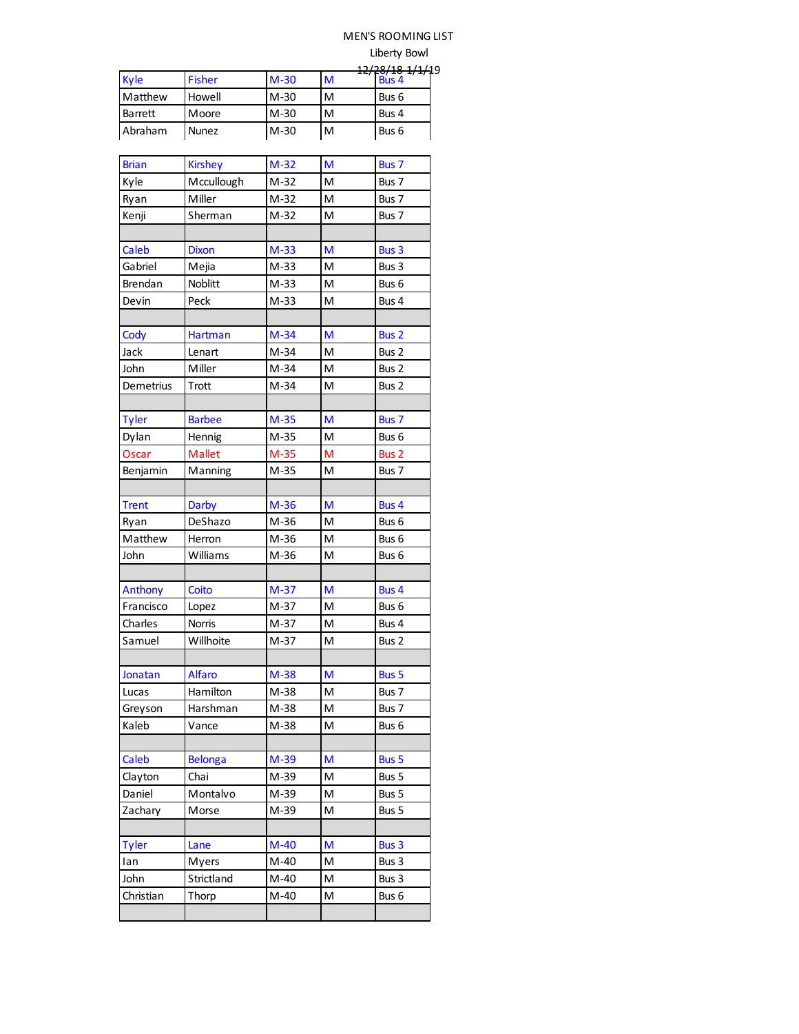MEN'S ROOMING LIST

Liberty Bowl

12/28/18-1/1/19

| | | | | |
|---|---|---|---|---|
| Kyle | Fisher | M-30 | M | Bus 4 |
| Matthew | Howell | M-30 | M | Bus 6 |
| Barrett | Moore | M-30 | M | Bus 4 |
| Abraham | Nunez | M-30 | M | Bus 6 |
| | | | | |
| Brian | Kirshey | M-32 | M | Bus 7 |
| Kyle | Mccullough | M-32 | M | Bus 7 |
| Ryan | Miller | M-32 | M | Bus 7 |
| Kenji | Sherman | M-32 | M | Bus 7 |
| | | | | |
| Caleb | Dixon | M-33 | M | Bus 3 |
| Gabriel | Mejia | M-33 | M | Bus 3 |
| Brendan | Noblitt | M-33 | M | Bus 6 |
| Devin | Peck | M-33 | M | Bus 4 |
| | | | | |
| Cody | Hartman | M-34 | M | Bus 2 |
| Jack | Lenart | M-34 | M | Bus 2 |
| John | Miller | M-34 | M | Bus 2 |
| Demetrius | Trott | M-34 | M | Bus 2 |
| | | | | |
| Tyler | Barbee | M-35 | M | Bus 7 |
| Dylan | Hennig | M-35 | M | Bus 6 |
| Oscar | Mallet | M-35 | M | Bus 2 |
| Benjamin | Manning | M-35 | M | Bus 7 |
| | | | | |
| Trent | Darby | M-36 | M | Bus 4 |
| Ryan | DeShazo | M-36 | M | Bus 6 |
| Matthew | Herron | M-36 | M | Bus 6 |
| John | Williams | M-36 | M | Bus 6 |
| | | | | |
| Anthony | Coito | M-37 | M | Bus 4 |
| Francisco | Lopez | M-37 | M | Bus 6 |
| Charles | Norris | M-37 | M | Bus 4 |
| Samuel | Willhoite | M-37 | M | Bus 2 |
| | | | | |
| Jonatan | Alfaro | M-38 | M | Bus 5 |
| Lucas | Hamilton | M-38 | M | Bus 7 |
| Greyson | Harshman | M-38 | M | Bus 7 |
| Kaleb | Vance | M-38 | M | Bus 6 |
| | | | | |
| Caleb | Belonga | M-39 | M | Bus 5 |
| Clayton | Chai | M-39 | M | Bus 5 |
| Daniel | Montalvo | M-39 | M | Bus 5 |
| Zachary | Morse | M-39 | M | Bus 5 |
| | | | | |
| Tyler | Lane | M-40 | M | Bus 3 |
| Ian | Myers | M-40 | M | Bus 3 |
| John | Strictland | M-40 | M | Bus 3 |
| Christian | Thorp | M-40 | M | Bus 6 |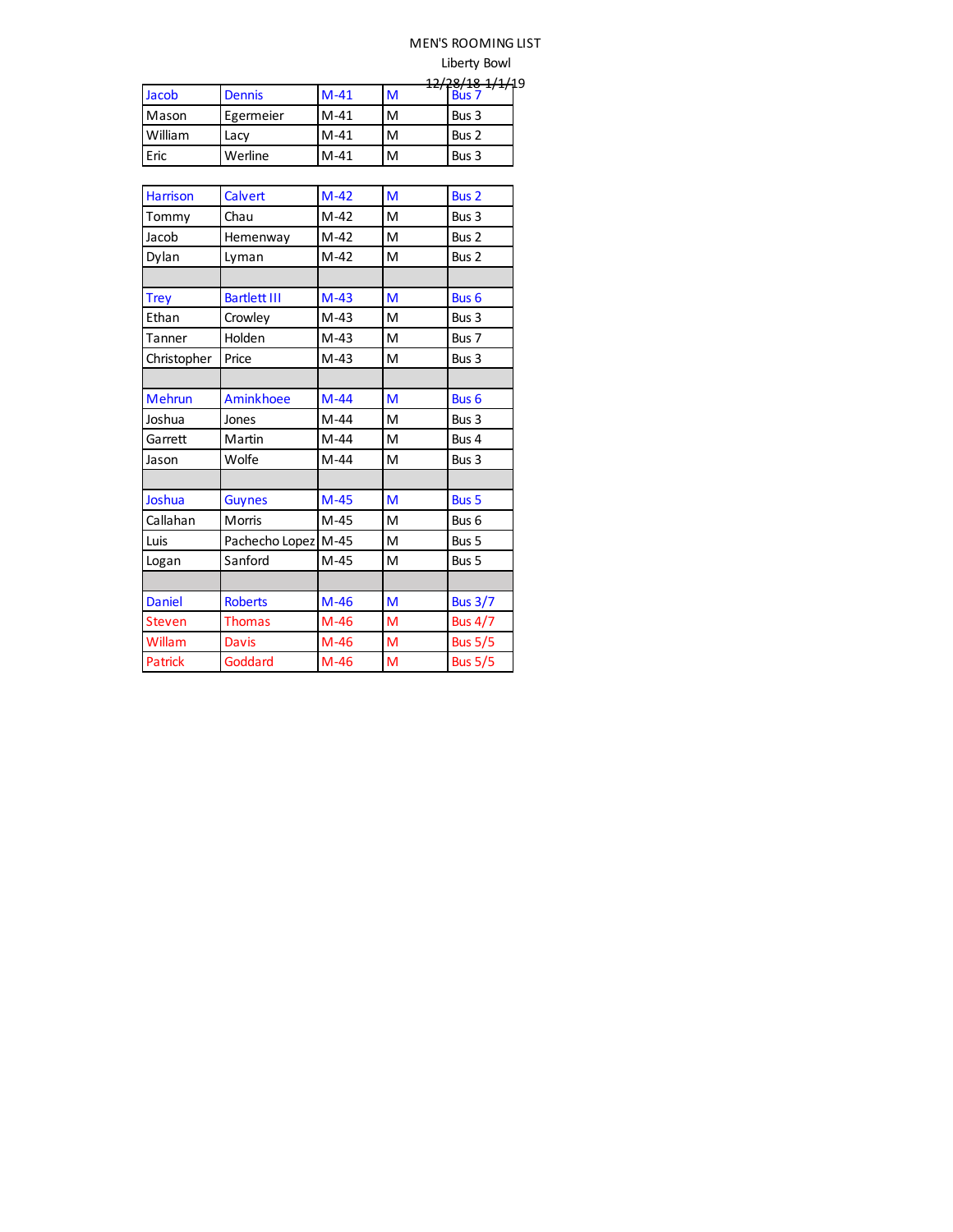MEN'S ROOMING LIST

Liberty Bowl

12/28/18-1/1/19

| | | | | |
|---|---|---|---|---|
| Jacob | Dennis | M-41 | M | Bus 7 |
| Mason | Egermeier | M-41 | M | Bus 3 |
| William | Lacy | M-41 | M | Bus 2 |
| Eric | Werline | M-41 | M | Bus 3 |
| | | | | |
| Harrison | Calvert | M-42 | M | Bus 2 |
| Tommy | Chau | M-42 | M | Bus 3 |
| Jacob | Hemenway | M-42 | M | Bus 2 |
| Dylan | Lyman | M-42 | M | Bus 2 |
| | | | | |
| Trey | Bartlett III | M-43 | M | Bus 6 |
| Ethan | Crowley | M-43 | M | Bus 3 |
| Tanner | Holden | M-43 | M | Bus 7 |
| Christopher | Price | M-43 | M | Bus 3 |
| | | | | |
| Mehrun | Aminkhoee | M-44 | M | Bus 6 |
| Joshua | Jones | M-44 | M | Bus 3 |
| Garrett | Martin | M-44 | M | Bus 4 |
| Jason | Wolfe | M-44 | M | Bus 3 |
| | | | | |
| Joshua | Guynes | M-45 | M | Bus 5 |
| Callahan | Morris | M-45 | M | Bus 6 |
| Luis | Pachecho Lopez | M-45 | M | Bus 5 |
| Logan | Sanford | M-45 | M | Bus 5 |
| | | | | |
| Daniel | Roberts | M-46 | M | Bus 3/7 |
| Steven | Thomas | M-46 | M | Bus 4/7 |
| Willam | Davis | M-46 | M | Bus 5/5 |
| Patrick | Goddard | M-46 | M | Bus 5/5 |